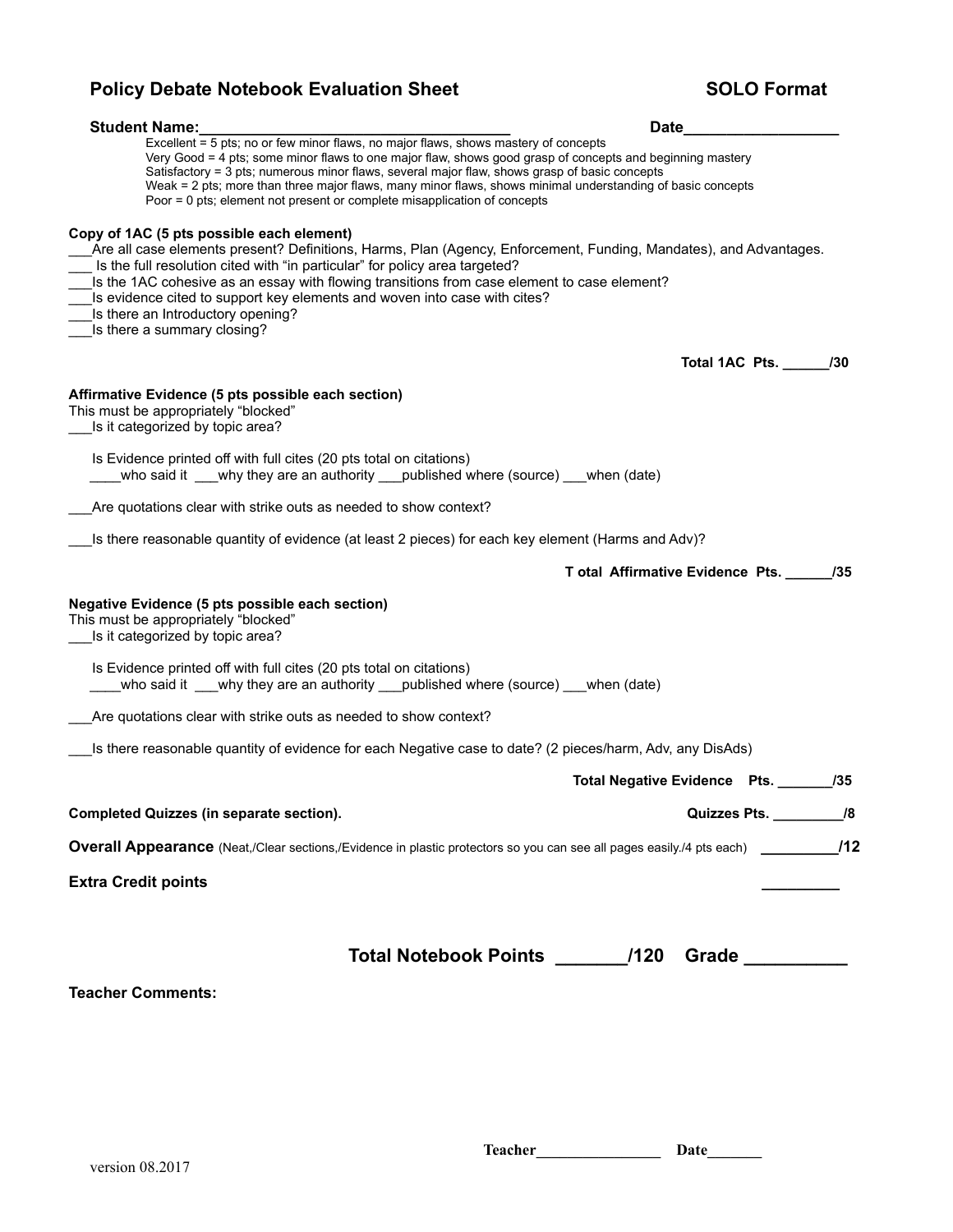# Policy Debate Notebook Evaluation Sheet — SOLO Format

**Student Name:**_____________________________________ **Date**__________________

Excellent = 5 pts; no or few minor flaws, no major flaws, shows mastery of concepts
Very Good = 4 pts; some minor flaws to one major flaw, shows good grasp of concepts and beginning mastery
Satisfactory = 3 pts; numerous minor flaws, several major flaw, shows grasp of basic concepts
Weak = 2 pts; more than three major flaws, many minor flaws, shows minimal understanding of basic concepts
Poor = 0 pts; element not present or complete misapplication of concepts

**Copy of 1AC (5 pts possible each element)**

___Are all case elements present? Definitions, Harms, Plan (Agency, Enforcement, Funding, Mandates), and Advantages.
___ Is the full resolution cited with "in particular" for policy area targeted?
___Is the 1AC cohesive as an essay with flowing transitions from case element to case element?
___Is evidence cited to support key elements and woven into case with cites?
___Is there an Introductory opening?
___Is there a summary closing?

**Total 1AC Pts. ______/30**

**Affirmative Evidence (5 pts possible each section)**
This must be appropriately "blocked"
___Is it categorized by topic area?

Is Evidence printed off with full cites (20 pts total on citations)
____who said it ___why they are an authority ___published where (source) ___when (date)

___Are quotations clear with strike outs as needed to show context?

___Is there reasonable quantity of evidence (at least 2 pieces) for each key element (Harms and Adv)?

**T otal Affirmative Evidence Pts. ______/35**

**Negative Evidence (5 pts possible each section)**
This must be appropriately "blocked"
___Is it categorized by topic area?

Is Evidence printed off with full cites (20 pts total on citations)
____who said it ___why they are an authority ___published where (source) ___when (date)

___Are quotations clear with strike outs as needed to show context?

___Is there reasonable quantity of evidence for each Negative case to date? (2 pieces/harm, Adv, any DisAds)

**Total Negative Evidence Pts. _______/35**

**Completed Quizzes (in separate section).** **Quizzes Pts. _________/8**

**Overall Appearance** (Neat,/Clear sections,/Evidence in plastic protectors so you can see all pages easily./4 pts each) __________**/12**

**Extra Credit points** _________

**Total Notebook Points _______/120 Grade __________**

**Teacher Comments:**

**Teacher**________________ **Date**_______

version 08.2017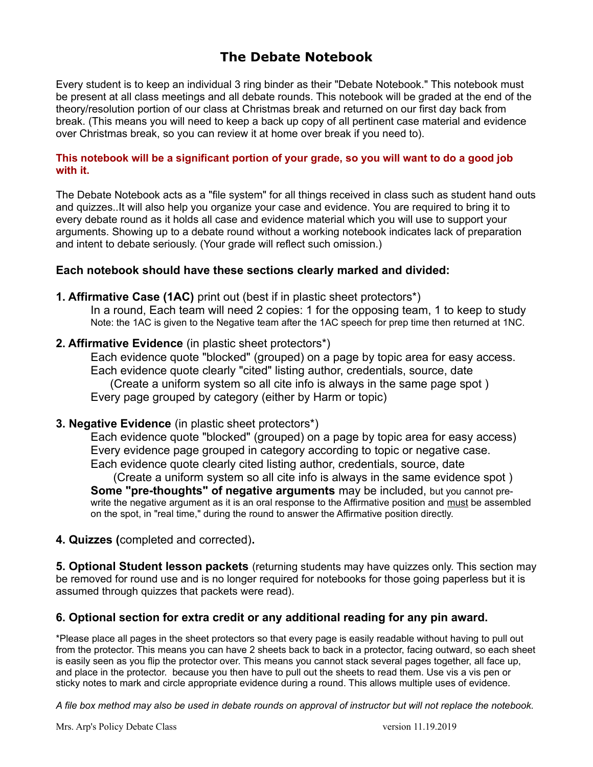# The Debate Notebook

Every student is to keep an individual 3 ring binder as their "Debate Notebook." This notebook must be present at all class meetings and all debate rounds. This notebook will be graded at the end of the theory/resolution portion of our class at Christmas break and returned on our first day back from break. (This means you will need to keep a back up copy of all pertinent case material and evidence over Christmas break, so you can review it at home over break if you need to).

**This notebook will be a significant portion of your grade, so you will want to do a good job with it.**

The Debate Notebook acts as a "file system" for all things received in class such as student hand outs and quizzes..It will also help you organize your case and evidence. You are required to bring it to every debate round as it holds all case and evidence material which you will use to support your arguments. Showing up to a debate round without a working notebook indicates lack of preparation and intent to debate seriously. (Your grade will reflect such omission.)

### Each notebook should have these sections clearly marked and divided:

**1. Affirmative Case (1AC)** print out (best if in plastic sheet protectors*)

In a round, Each team will need 2 copies: 1 for the opposing team, 1 to keep to study

Note: the 1AC is given to the Negative team after the 1AC speech for prep time then returned at 1NC.

**2. Affirmative Evidence** (in plastic sheet protectors*)

Each evidence quote "blocked" (grouped) on a page by topic area for easy access.
Each evidence quote clearly "cited" listing author, credentials, source, date
(Create a uniform system so all cite info is always in the same page spot )
Every page grouped by category (either by Harm or topic)

**3. Negative Evidence** (in plastic sheet protectors*)

Each evidence quote "blocked" (grouped) on a page by topic area for easy access)
Every evidence page grouped in category according to topic or negative case.
Each evidence quote clearly cited listing author, credentials, source, date
(Create a uniform system so all cite info is always in the same evidence spot )
**Some "pre-thoughts" of negative arguments** may be included, but you cannot pre-write the negative argument as it is an oral response to the Affirmative position and <u>must</u> be assembled on the spot, in "real time," during the round to answer the Affirmative position directly.

**4. Quizzes (**completed and corrected)**.**

**5. Optional Student lesson packets** (returning students may have quizzes only. This section may be removed for round use and is no longer required for notebooks for those going paperless but it is assumed through quizzes that packets were read).

### 6. Optional section for extra credit or any additional reading for any pin award.

*Please place all pages in the sheet protectors so that every page is easily readable without having to pull out from the protector. This means you can have 2 sheets back to back in a protector, facing outward, so each sheet is easily seen as you flip the protector over. This means you cannot stack several pages together, all face up, and place in the protector. because you then have to pull out the sheets to read them. Use vis a vis pen or sticky notes to mark and circle appropriate evidence during a round. This allows multiple uses of evidence.

*A file box method may also be used in debate rounds on approval of instructor but will not replace the notebook.*

Mrs. Arp's Policy Debate Class version 11.19.2019